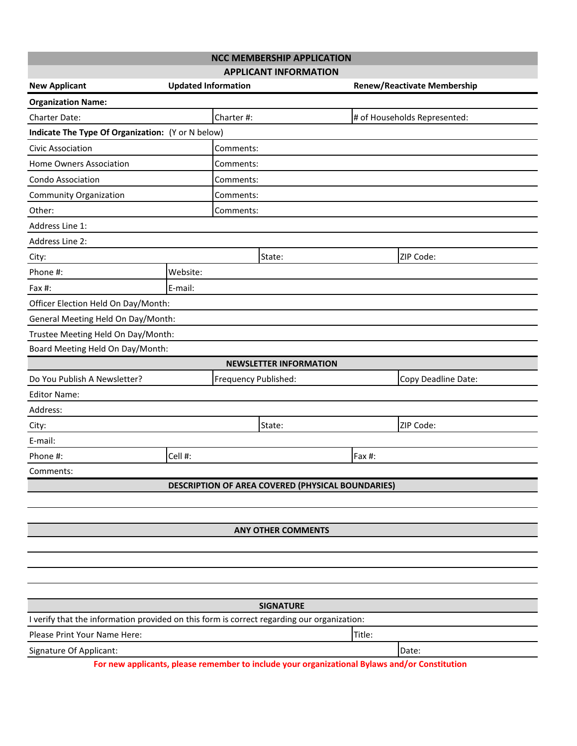# NCC MEMBERSHIP APPLICATION

## APPLICANT INFORMATION

**New Applicant** | **Updated Information** | **Renew/Reactivate Membership**

**Organization Name:**

| Charter Date: | Charter #: | # of Households Represented: |
|---|---|---|

**Indicate The Type Of Organization:** (Y or N below)

| Type | Comments |
|---|---|
| Civic Association | Comments: |
| Home Owners Association | Comments: |
| Condo Association | Comments: |
| Community Organization | Comments: |
| Other: | Comments: |

Address Line 1:

Address Line 2:

| City: | State: | ZIP Code: |
|---|---|---|

| Phone #: | Website: |
|---|---|
| Fax #: | E-mail: |

Officer Election Held On Day/Month:

General Meeting Held On Day/Month:

Trustee Meeting Held On Day/Month:

Board Meeting Held On Day/Month:

## NEWSLETTER INFORMATION

| Do You Publish A Newsletter? | Frequency Published: | Copy Deadline Date: |
|---|---|---|

Editor Name:

Address:

| City: | State: | ZIP Code: |
|---|---|---|

E-mail:

| Phone #: | Cell #: | Fax #: |
|---|---|---|

Comments:

## DESCRIPTION OF AREA COVERED (PHYSICAL BOUNDARIES)

## ANY OTHER COMMENTS

## SIGNATURE

I verify that the information provided on this form is correct regarding our organization:

| Please Print Your Name Here: | Title: |
|---|---|
| Signature Of Applicant: | Date: |

**For new applicants, please remember to include your organizational Bylaws and/or Constitution**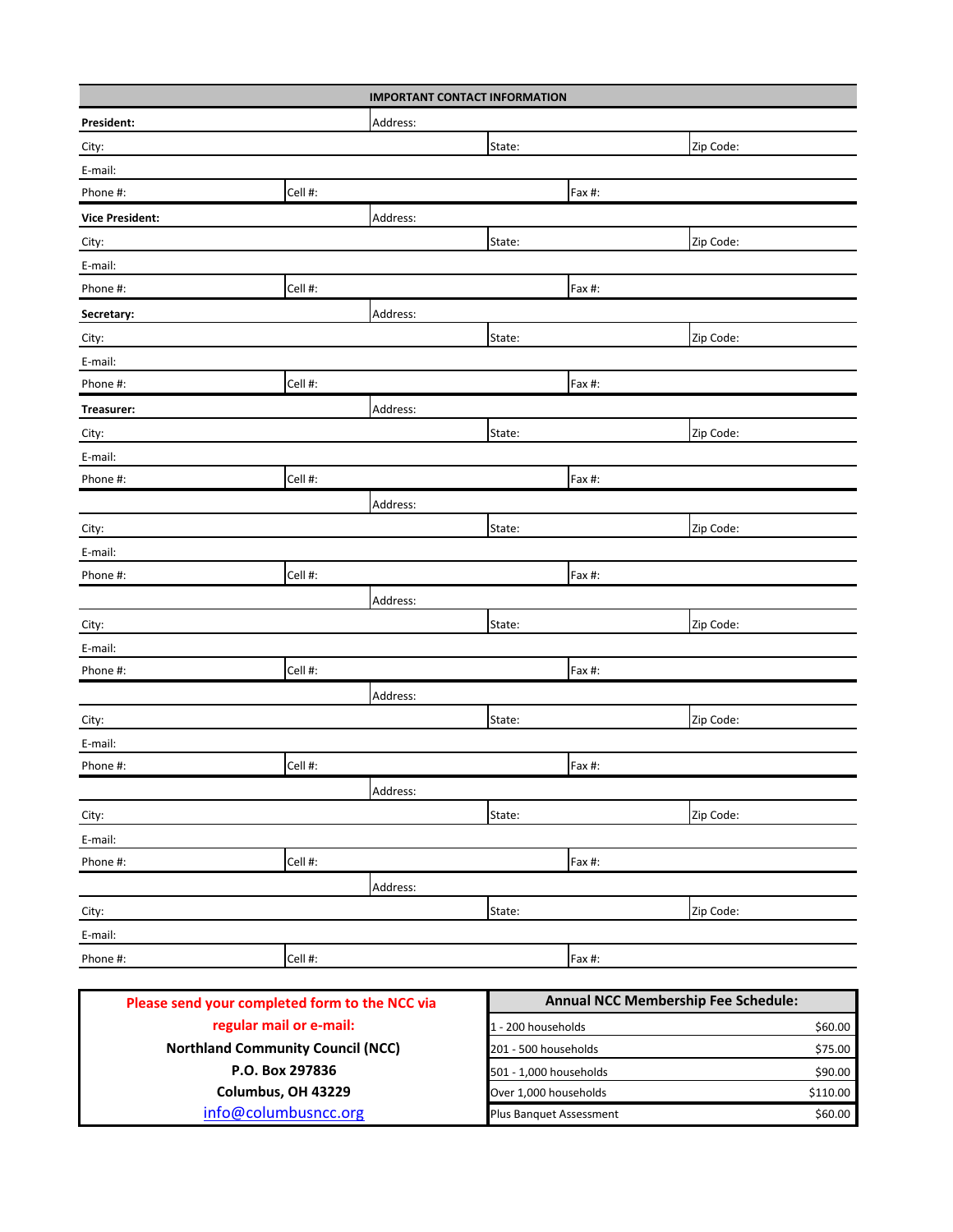| IMPORTANT CONTACT INFORMATION | | | | |
|---|---|---|---|---|
| **President:** | | Address: | | |
| City: | | State: | | Zip Code: |
| E-mail: | | | | |
| Phone #: | Cell #: | | Fax #: | |
| **Vice President:** | | Address: | | |
| City: | | State: | | Zip Code: |
| E-mail: | | | | |
| Phone #: | Cell #: | | Fax #: | |
| **Secretary:** | | Address: | | |
| City: | | State: | | Zip Code: |
| E-mail: | | | | |
| Phone #: | Cell #: | | Fax #: | |
| **Treasurer:** | | Address: | | |
| City: | | State: | | Zip Code: |
| E-mail: | | | | |
| Phone #: | Cell #: | | Fax #: | |
| | | Address: | | |
| City: | | State: | | Zip Code: |
| E-mail: | | | | |
| Phone #: | Cell #: | | Fax #: | |
| | | Address: | | |
| City: | | State: | | Zip Code: |
| E-mail: | | | | |
| Phone #: | Cell #: | | Fax #: | |
| | | Address: | | |
| City: | | State: | | Zip Code: |
| E-mail: | | | | |
| Phone #: | Cell #: | | Fax #: | |
| | | Address: | | |
| City: | | State: | | Zip Code: |
| E-mail: | | | | |
| Phone #: | Cell #: | | Fax #: | |
| | | Address: | | |
| City: | | State: | | Zip Code: |
| E-mail: | | | | |
| Phone #: | Cell #: | | Fax #: | |

**Please send your completed form to the NCC via regular mail or e-mail:**

**Northland Community Council (NCC)**
**P.O. Box 297836**
**Columbus, OH 43229**
info@columbusncc.org

| Annual NCC Membership Fee Schedule: | |
|---|---|
| 1 - 200 households | $60.00 |
| 201 - 500 households | $75.00 |
| 501 - 1,000 households | $90.00 |
| Over 1,000 households | $110.00 |
| Plus Banquet Assessment | $60.00 |